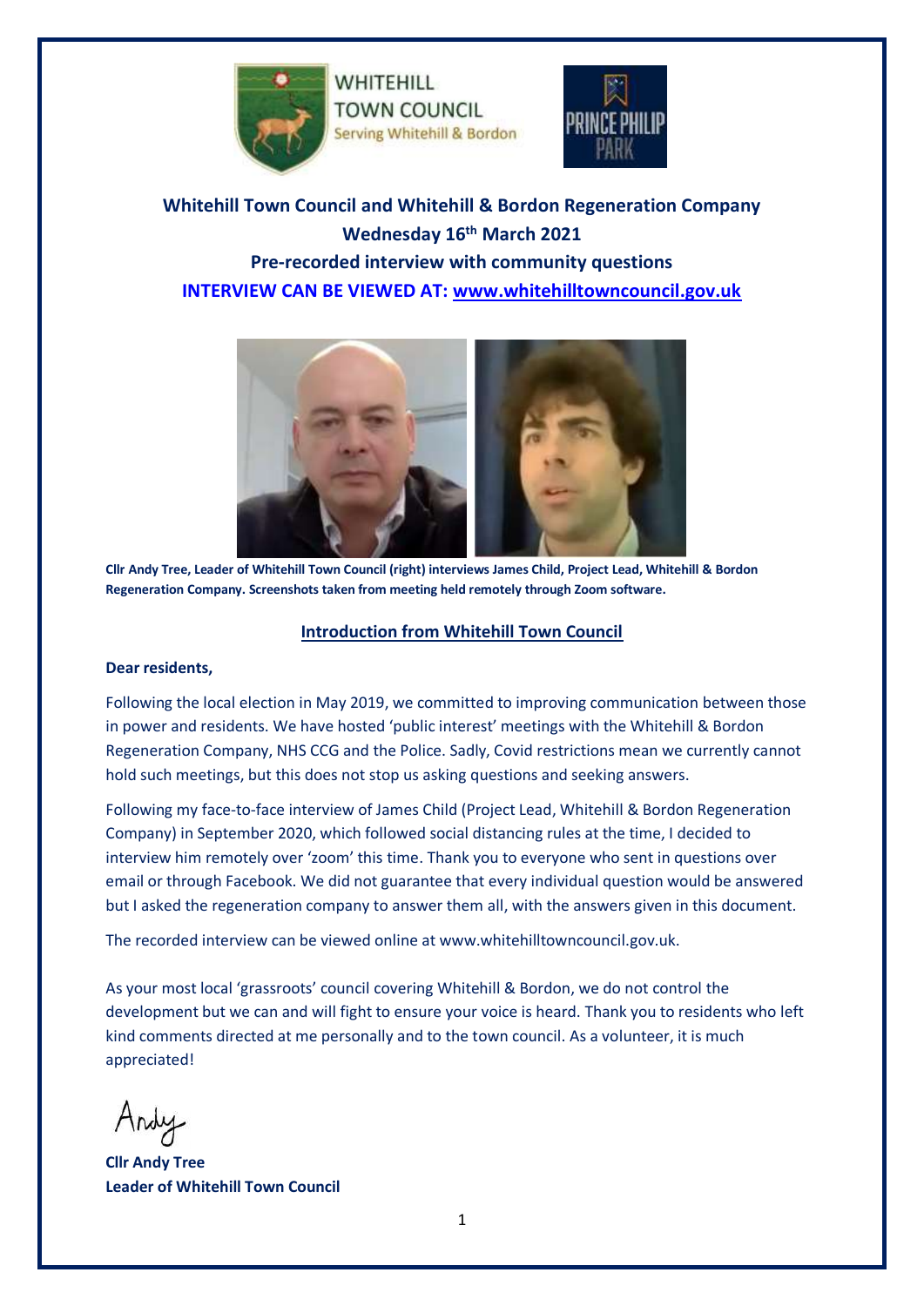WHITEHILL TOWN COUNCIL
Serving Whitehill & Bordon

PRINCE PHILIP PARK

**Whitehill Town Council and Whitehill & Bordon Regeneration Company**
**Wednesday 16th March 2021**
**Pre-recorded interview with community questions**
**INTERVIEW CAN BE VIEWED AT: www.whitehilltowncouncil.gov.uk**

**Cllr Andy Tree, Leader of Whitehill Town Council (right) interviews James Child, Project Lead, Whitehill & Bordon Regeneration Company. Screenshots taken from meeting held remotely through Zoom software.**

## Introduction from Whitehill Town Council

**Dear residents,**

Following the local election in May 2019, we committed to improving communication between those in power and residents. We have hosted 'public interest' meetings with the Whitehill & Bordon Regeneration Company, NHS CCG and the Police. Sadly, Covid restrictions mean we currently cannot hold such meetings, but this does not stop us asking questions and seeking answers.

Following my face-to-face interview of James Child (Project Lead, Whitehill & Bordon Regeneration Company) in September 2020, which followed social distancing rules at the time, I decided to interview him remotely over 'zoom' this time. Thank you to everyone who sent in questions over email or through Facebook. We did not guarantee that every individual question would be answered but I asked the regeneration company to answer them all, with the answers given in this document.

The recorded interview can be viewed online at www.whitehilltowncouncil.gov.uk.

As your most local 'grassroots' council covering Whitehill & Bordon, we do not control the development but we can and will fight to ensure your voice is heard. Thank you to residents who left kind comments directed at me personally and to the town council. As a volunteer, it is much appreciated!

Andy

**Cllr Andy Tree**
**Leader of Whitehill Town Council**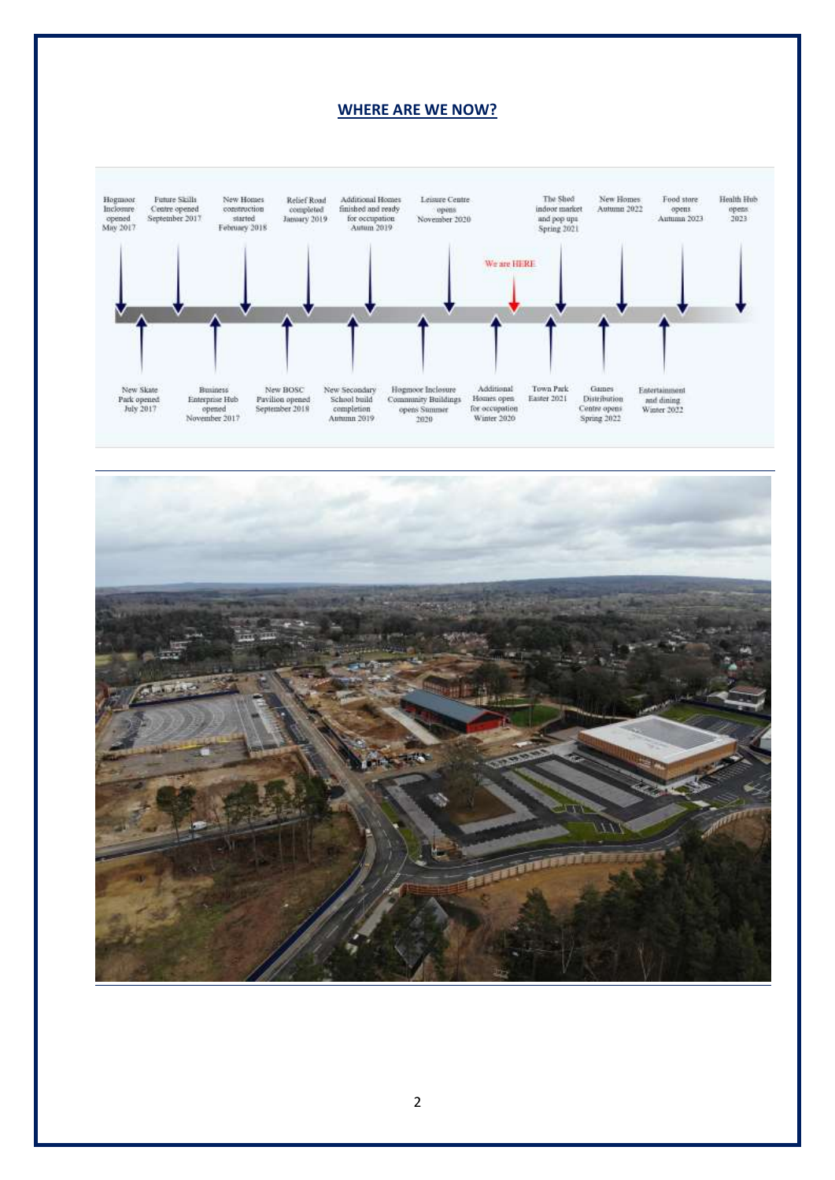## WHERE ARE WE NOW?

Hogmoor Inclosure opened May 2017

New Skate Park opened July 2017

Future Skills Centre opened September 2017

Business Enterprise Hub opened November 2017

New Homes construction started February 2018

New BOSC Pavilion opened September 2018

Relief Road completed January 2019

New Secondary School build completion Autumn 2019

Additional Homes finished and ready for occupation Autum 2019

Hogmoor Inclosure Community Buildings opens Summer 2020

Leisure Centre opens November 2020

Additional Homes open for occupation Winter 2020

We are HERE

Town Park Easter 2021

The Shed indoor market and pop ups Spring 2021

Games Distribution Centre opens Spring 2022

New Homes Autumn 2022

Entertainment and dining Winter 2022

Food store opens Autumn 2023

Health Hub opens 2023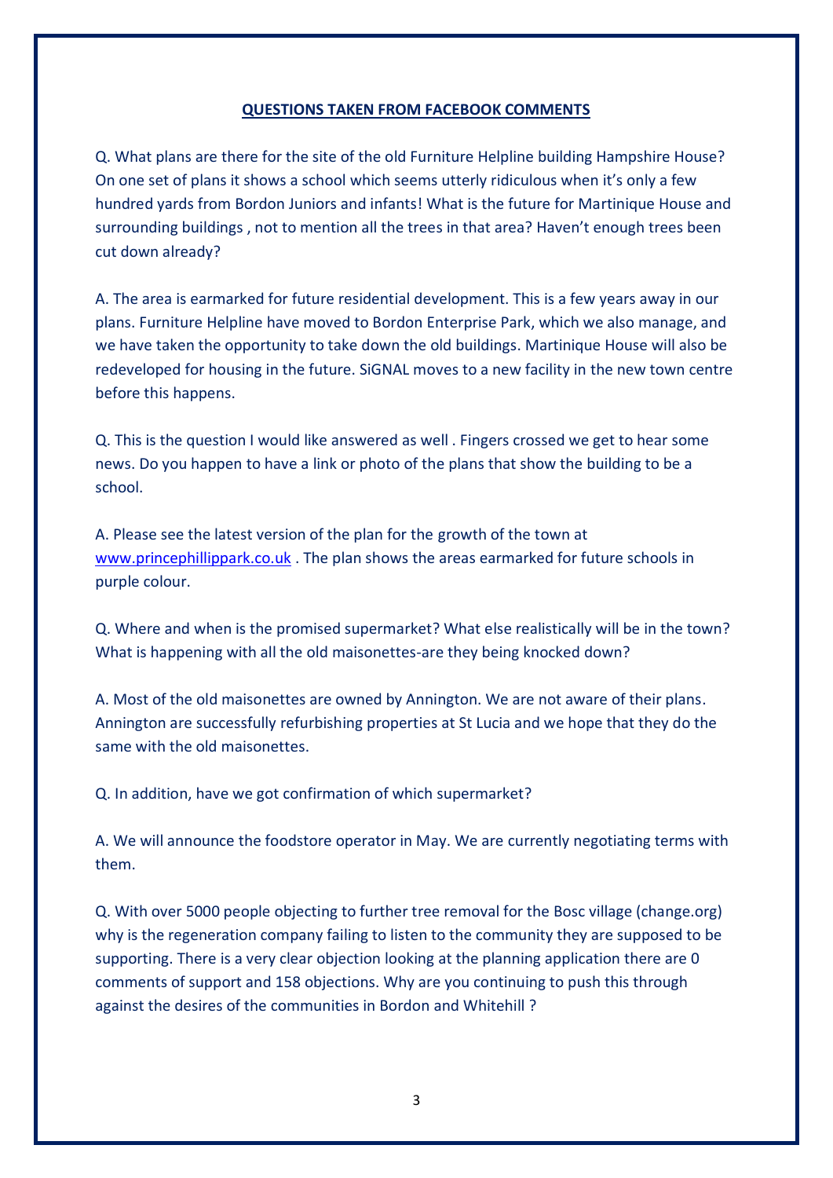## QUESTIONS TAKEN FROM FACEBOOK COMMENTS

Q. What plans are there for the site of the old Furniture Helpline building Hampshire House? On one set of plans it shows a school which seems utterly ridiculous when it's only a few hundred yards from Bordon Juniors and infants! What is the future for Martinique House and surrounding buildings , not to mention all the trees in that area? Haven't enough trees been cut down already?

A. The area is earmarked for future residential development. This is a few years away in our plans. Furniture Helpline have moved to Bordon Enterprise Park, which we also manage, and we have taken the opportunity to take down the old buildings. Martinique House will also be redeveloped for housing in the future. SiGNAL moves to a new facility in the new town centre before this happens.

Q. This is the question I would like answered as well . Fingers crossed we get to hear some news. Do you happen to have a link or photo of the plans that show the building to be a school.

A. Please see the latest version of the plan for the growth of the town at [www.princephillippark.co.uk](www.princephillippark.co.uk) . The plan shows the areas earmarked for future schools in purple colour.

Q. Where and when is the promised supermarket? What else realistically will be in the town? What is happening with all the old maisonettes-are they being knocked down?

A. Most of the old maisonettes are owned by Annington. We are not aware of their plans. Annington are successfully refurbishing properties at St Lucia and we hope that they do the same with the old maisonettes.

Q. In addition, have we got confirmation of which supermarket?

A. We will announce the foodstore operator in May. We are currently negotiating terms with them.

Q. With over 5000 people objecting to further tree removal for the Bosc village (change.org) why is the regeneration company failing to listen to the community they are supposed to be supporting. There is a very clear objection looking at the planning application there are 0 comments of support and 158 objections. Why are you continuing to push this through against the desires of the communities in Bordon and Whitehill ?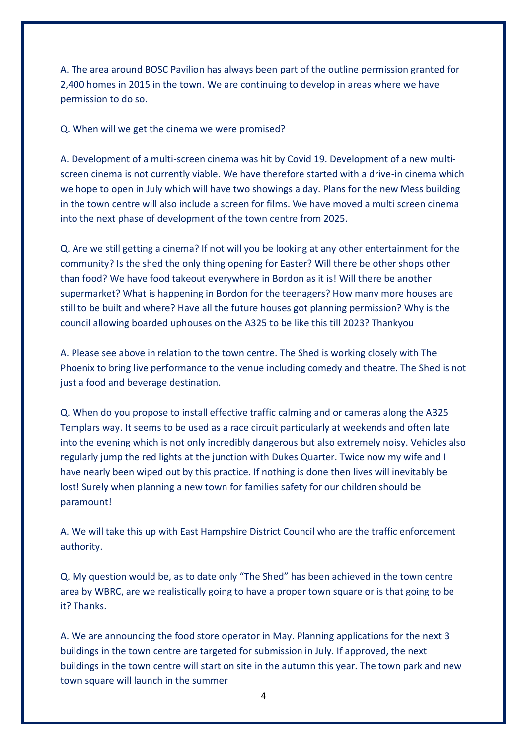A. The area around BOSC Pavilion has always been part of the outline permission granted for 2,400 homes in 2015 in the town. We are continuing to develop in areas where we have permission to do so.

Q. When will we get the cinema we were promised?

A. Development of a multi-screen cinema was hit by Covid 19. Development of a new multi-screen cinema is not currently viable. We have therefore started with a drive-in cinema which we hope to open in July which will have two showings a day. Plans for the new Mess building in the town centre will also include a screen for films. We have moved a multi screen cinema into the next phase of development of the town centre from 2025.

Q. Are we still getting a cinema? If not will you be looking at any other entertainment for the community? Is the shed the only thing opening for Easter? Will there be other shops other than food? We have food takeout everywhere in Bordon as it is! Will there be another supermarket? What is happening in Bordon for the teenagers? How many more houses are still to be built and where? Have all the future houses got planning permission? Why is the council allowing boarded uphouses on the A325 to be like this till 2023? Thankyou

A. Please see above in relation to the town centre. The Shed is working closely with The Phoenix to bring live performance to the venue including comedy and theatre. The Shed is not just a food and beverage destination.

Q. When do you propose to install effective traffic calming and or cameras along the A325 Templars way. It seems to be used as a race circuit particularly at weekends and often late into the evening which is not only incredibly dangerous but also extremely noisy. Vehicles also regularly jump the red lights at the junction with Dukes Quarter. Twice now my wife and I have nearly been wiped out by this practice. If nothing is done then lives will inevitably be lost! Surely when planning a new town for families safety for our children should be paramount!

A. We will take this up with East Hampshire District Council who are the traffic enforcement authority.

Q. My question would be, as to date only "The Shed" has been achieved in the town centre area by WBRC, are we realistically going to have a proper town square or is that going to be it? Thanks.

A. We are announcing the food store operator in May. Planning applications for the next 3 buildings in the town centre are targeted for submission in July. If approved, the next buildings in the town centre will start on site in the autumn this year. The town park and new town square will launch in the summer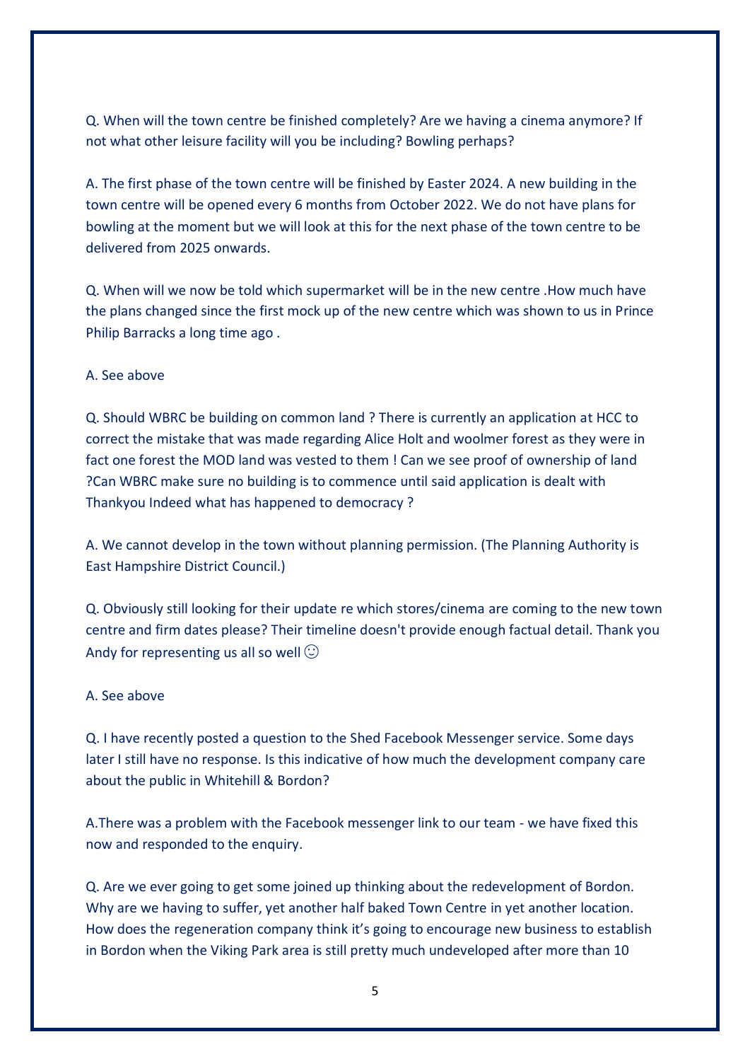Q. When will the town centre be finished completely? Are we having a cinema anymore? If not what other leisure facility will you be including? Bowling perhaps?

A. The first phase of the town centre will be finished by Easter 2024. A new building in the town centre will be opened every 6 months from October 2022. We do not have plans for bowling at the moment but we will look at this for the next phase of the town centre to be delivered from 2025 onwards.

Q. When will we now be told which supermarket will be in the new centre .How much have the plans changed since the first mock up of the new centre which was shown to us in Prince Philip Barracks a long time ago .

A. See above

Q. Should WBRC be building on common land ? There is currently an application at HCC to correct the mistake that was made regarding Alice Holt and woolmer forest as they were in fact one forest the MOD land was vested to them ! Can we see proof of ownership of land ?Can WBRC make sure no building is to commence until said application is dealt with Thankyou Indeed what has happened to democracy ?

A. We cannot develop in the town without planning permission. (The Planning Authority is East Hampshire District Council.)

Q. Obviously still looking for their update re which stores/cinema are coming to the new town centre and firm dates please? Their timeline doesn't provide enough factual detail. Thank you Andy for representing us all so well ☺

A. See above

Q. I have recently posted a question to the Shed Facebook Messenger service. Some days later I still have no response. Is this indicative of how much the development company care about the public in Whitehill & Bordon?

A.There was a problem with the Facebook messenger link to our team - we have fixed this now and responded to the enquiry.

Q. Are we ever going to get some joined up thinking about the redevelopment of Bordon. Why are we having to suffer, yet another half baked Town Centre in yet another location. How does the regeneration company think it's going to encourage new business to establish in Bordon when the Viking Park area is still pretty much undeveloped after more than 10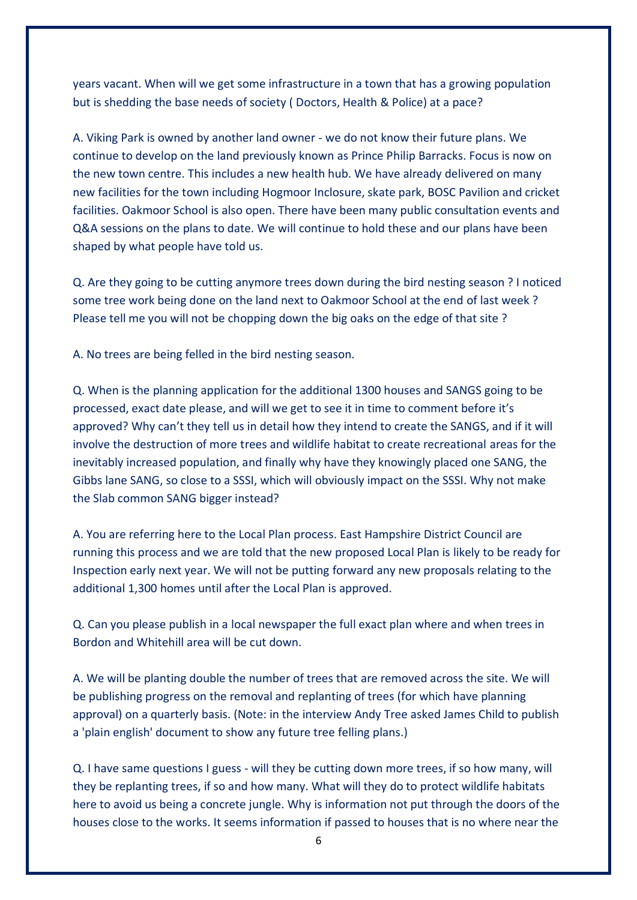years vacant. When will we get some infrastructure in a town that has a growing population but is shedding the base needs of society ( Doctors, Health & Police) at a pace?

A. Viking Park is owned by another land owner - we do not know their future plans. We continue to develop on the land previously known as Prince Philip Barracks. Focus is now on the new town centre. This includes a new health hub. We have already delivered on many new facilities for the town including Hogmoor Inclosure, skate park, BOSC Pavilion and cricket facilities. Oakmoor School is also open. There have been many public consultation events and Q&A sessions on the plans to date. We will continue to hold these and our plans have been shaped by what people have told us.

Q. Are they going to be cutting anymore trees down during the bird nesting season ? I noticed some tree work being done on the land next to Oakmoor School at the end of last week ? Please tell me you will not be chopping down the big oaks on the edge of that site ?

A. No trees are being felled in the bird nesting season.

Q. When is the planning application for the additional 1300 houses and SANGS going to be processed, exact date please, and will we get to see it in time to comment before it's approved? Why can't they tell us in detail how they intend to create the SANGS, and if it will involve the destruction of more trees and wildlife habitat to create recreational areas for the inevitably increased population, and finally why have they knowingly placed one SANG, the Gibbs lane SANG, so close to a SSSI, which will obviously impact on the SSSI. Why not make the Slab common SANG bigger instead?

A. You are referring here to the Local Plan process. East Hampshire District Council are running this process and we are told that the new proposed Local Plan is likely to be ready for Inspection early next year. We will not be putting forward any new proposals relating to the additional 1,300 homes until after the Local Plan is approved.

Q. Can you please publish in a local newspaper the full exact plan where and when trees in Bordon and Whitehill area will be cut down.

A. We will be planting double the number of trees that are removed across the site. We will be publishing progress on the removal and replanting of trees (for which have planning approval) on a quarterly basis. (Note: in the interview Andy Tree asked James Child to publish a 'plain english' document to show any future tree felling plans.)

Q. I have same questions I guess - will they be cutting down more trees, if so how many, will they be replanting trees, if so and how many. What will they do to protect wildlife habitats here to avoid us being a concrete jungle. Why is information not put through the doors of the houses close to the works. It seems information if passed to houses that is no where near the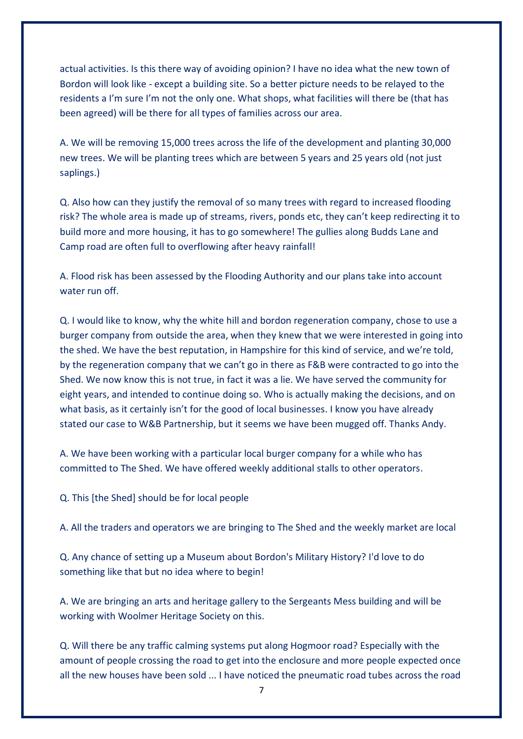actual activities. Is this there way of avoiding opinion? I have no idea what the new town of Bordon will look like - except a building site. So a better picture needs to be relayed to the residents a I'm sure I'm not the only one. What shops, what facilities will there be (that has been agreed) will be there for all types of families across our area.

A. We will be removing 15,000 trees across the life of the development and planting 30,000 new trees. We will be planting trees which are between 5 years and 25 years old (not just saplings.)

Q. Also how can they justify the removal of so many trees with regard to increased flooding risk? The whole area is made up of streams, rivers, ponds etc, they can't keep redirecting it to build more and more housing, it has to go somewhere! The gullies along Budds Lane and Camp road are often full to overflowing after heavy rainfall!

A. Flood risk has been assessed by the Flooding Authority and our plans take into account water run off.

Q. I would like to know, why the white hill and bordon regeneration company, chose to use a burger company from outside the area, when they knew that we were interested in going into the shed. We have the best reputation, in Hampshire for this kind of service, and we're told, by the regeneration company that we can't go in there as F&B were contracted to go into the Shed. We now know this is not true, in fact it was a lie. We have served the community for eight years, and intended to continue doing so. Who is actually making the decisions, and on what basis, as it certainly isn't for the good of local businesses. I know you have already stated our case to W&B Partnership, but it seems we have been mugged off. Thanks Andy.

A. We have been working with a particular local burger company for a while who has committed to The Shed. We have offered weekly additional stalls to other operators.

Q. This [the Shed] should be for local people

A. All the traders and operators we are bringing to The Shed and the weekly market are local

Q. Any chance of setting up a Museum about Bordon's Military History? I'd love to do something like that but no idea where to begin!

A. We are bringing an arts and heritage gallery to the Sergeants Mess building and will be working with Woolmer Heritage Society on this.

Q. Will there be any traffic calming systems put along Hogmoor road? Especially with the amount of people crossing the road to get into the enclosure and more people expected once all the new houses have been sold ... I have noticed the pneumatic road tubes across the road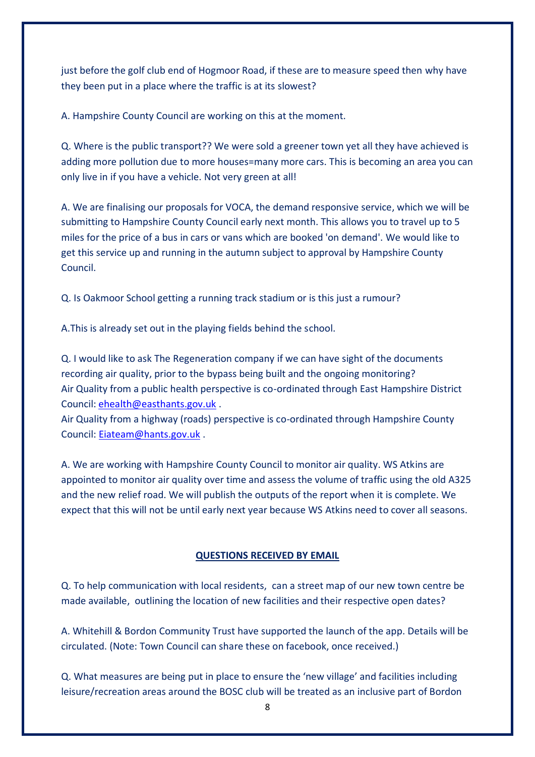just before the golf club end of Hogmoor Road, if these are to measure speed then why have they been put in a place where the traffic is at its slowest?

A. Hampshire County Council are working on this at the moment.

Q. Where is the public transport?? We were sold a greener town yet all they have achieved is adding more pollution due to more houses=many more cars. This is becoming an area you can only live in if you have a vehicle. Not very green at all!

A. We are finalising our proposals for VOCA, the demand responsive service, which we will be submitting to Hampshire County Council early next month. This allows you to travel up to 5 miles for the price of a bus in cars or vans which are booked 'on demand'. We would like to get this service up and running in the autumn subject to approval by Hampshire County Council.

Q. Is Oakmoor School getting a running track stadium or is this just a rumour?

A.This is already set out in the playing fields behind the school.

Q. I would like to ask The Regeneration company if we can have sight of the documents recording air quality, prior to the bypass being built and the ongoing monitoring?
Air Quality from a public health perspective is co-ordinated through East Hampshire District Council: [ehealth@easthants.gov.uk](mailto:ehealth@easthants.gov.uk) .
Air Quality from a highway (roads) perspective is co-ordinated through Hampshire County Council: [Eiateam@hants.gov.uk](mailto:Eiateam@hants.gov.uk) .

A. We are working with Hampshire County Council to monitor air quality. WS Atkins are appointed to monitor air quality over time and assess the volume of traffic using the old A325 and the new relief road. We will publish the outputs of the report when it is complete. We expect that this will not be until early next year because WS Atkins need to cover all seasons.

## QUESTIONS RECEIVED BY EMAIL

Q. To help communication with local residents, can a street map of our new town centre be made available, outlining the location of new facilities and their respective open dates?

A. Whitehill & Bordon Community Trust have supported the launch of the app. Details will be circulated. (Note: Town Council can share these on facebook, once received.)

Q. What measures are being put in place to ensure the ‘new village’ and facilities including leisure/recreation areas around the BOSC club will be treated as an inclusive part of Bordon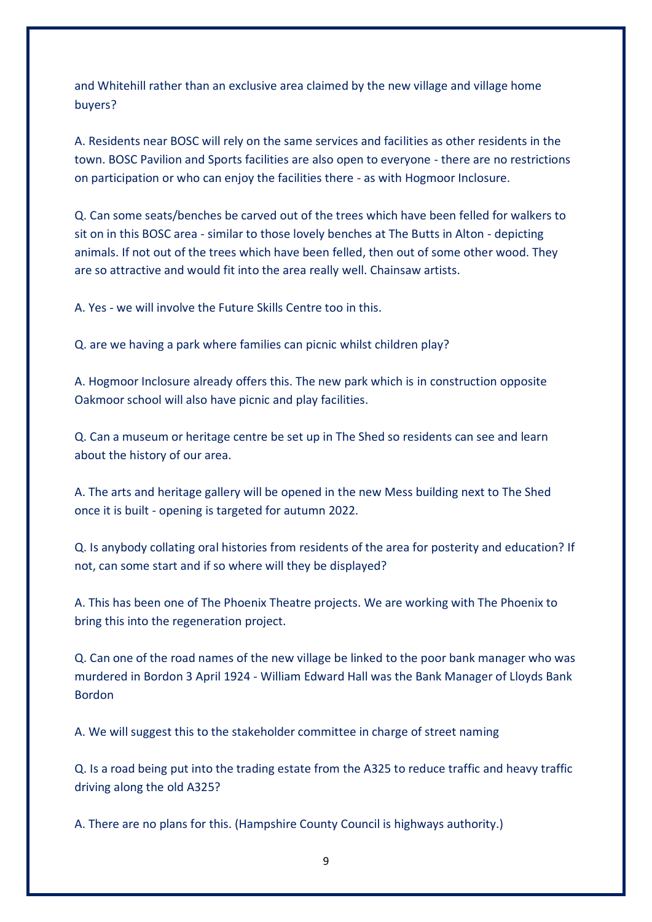and Whitehill rather than an exclusive area claimed by the new village and village home buyers?

A. Residents near BOSC will rely on the same services and facilities as other residents in the town. BOSC Pavilion and Sports facilities are also open to everyone - there are no restrictions on participation or who can enjoy the facilities there - as with Hogmoor Inclosure.

Q. Can some seats/benches be carved out of the trees which have been felled for walkers to sit on in this BOSC area - similar to those lovely benches at The Butts in Alton - depicting animals. If not out of the trees which have been felled, then out of some other wood. They are so attractive and would fit into the area really well. Chainsaw artists.

A. Yes - we will involve the Future Skills Centre too in this.

Q. are we having a park where families can picnic whilst children play?

A. Hogmoor Inclosure already offers this. The new park which is in construction opposite Oakmoor school will also have picnic and play facilities.

Q. Can a museum or heritage centre be set up in The Shed so residents can see and learn about the history of our area.

A. The arts and heritage gallery will be opened in the new Mess building next to The Shed once it is built - opening is targeted for autumn 2022.

Q. Is anybody collating oral histories from residents of the area for posterity and education? If not, can some start and if so where will they be displayed?

A. This has been one of The Phoenix Theatre projects. We are working with The Phoenix to bring this into the regeneration project.

Q. Can one of the road names of the new village be linked to the poor bank manager who was murdered in Bordon 3 April 1924 - William Edward Hall was the Bank Manager of Lloyds Bank Bordon

A. We will suggest this to the stakeholder committee in charge of street naming

Q. Is a road being put into the trading estate from the A325 to reduce traffic and heavy traffic driving along the old A325?

A. There are no plans for this. (Hampshire County Council is highways authority.)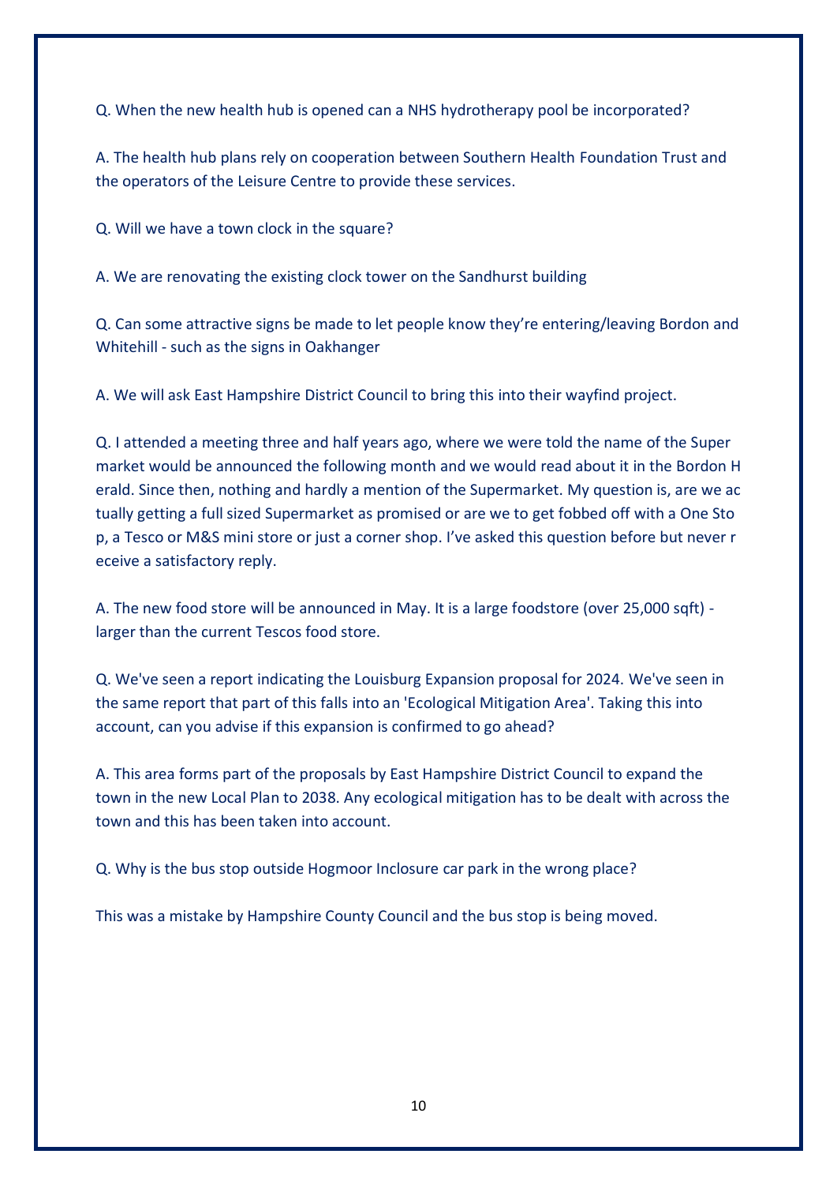Q. When the new health hub is opened can a NHS hydrotherapy pool be incorporated?

A. The health hub plans rely on cooperation between Southern Health Foundation Trust and the operators of the Leisure Centre to provide these services.

Q. Will we have a town clock in the square?

A. We are renovating the existing clock tower on the Sandhurst building

Q. Can some attractive signs be made to let people know they're entering/leaving Bordon and Whitehill - such as the signs in Oakhanger

A. We will ask East Hampshire District Council to bring this into their wayfind project.

Q. I attended a meeting three and half years ago, where we were told the name of the Super market would be announced the following month and we would read about it in the Bordon H erald. Since then, nothing and hardly a mention of the Supermarket. My question is, are we ac tually getting a full sized Supermarket as promised or are we to get fobbed off with a One Sto p, a Tesco or M&S mini store or just a corner shop. I've asked this question before but never r eceive a satisfactory reply.

A. The new food store will be announced in May. It is a large foodstore (over 25,000 sqft) - larger than the current Tescos food store.

Q. We've seen a report indicating the Louisburg Expansion proposal for 2024. We've seen in the same report that part of this falls into an 'Ecological Mitigation Area'. Taking this into account, can you advise if this expansion is confirmed to go ahead?

A. This area forms part of the proposals by East Hampshire District Council to expand the town in the new Local Plan to 2038. Any ecological mitigation has to be dealt with across the town and this has been taken into account.

Q. Why is the bus stop outside Hogmoor Inclosure car park in the wrong place?

This was a mistake by Hampshire County Council and the bus stop is being moved.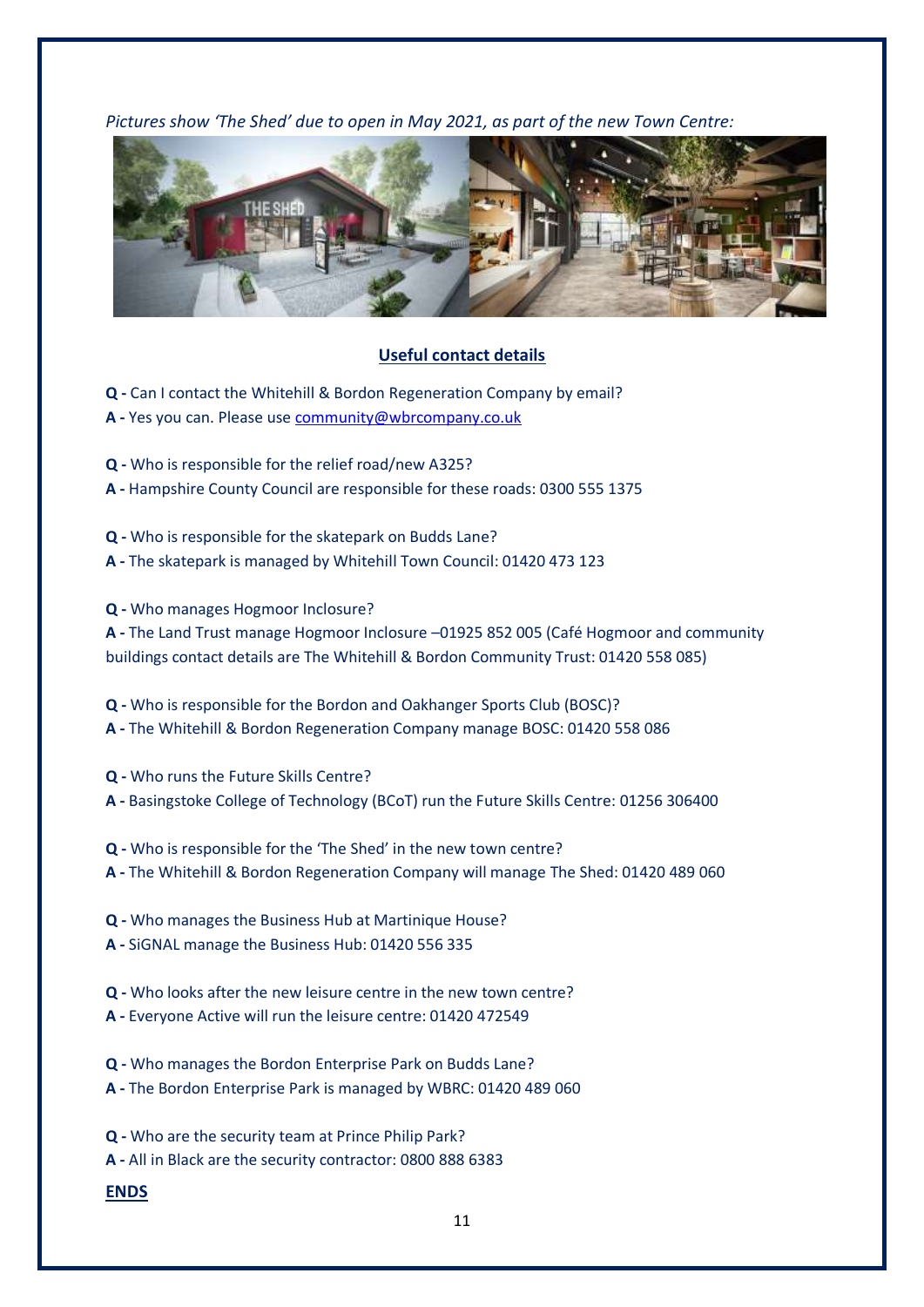*Pictures show 'The Shed' due to open in May 2021, as part of the new Town Centre:*

## Useful contact details

**Q -** Can I contact the Whitehill & Bordon Regeneration Company by email?
**A -** Yes you can. Please use community@wbrcompany.co.uk

**Q -** Who is responsible for the relief road/new A325?
**A -** Hampshire County Council are responsible for these roads: 0300 555 1375

**Q -** Who is responsible for the skatepark on Budds Lane?
**A -** The skatepark is managed by Whitehill Town Council: 01420 473 123

**Q -** Who manages Hogmoor Inclosure?
**A -** The Land Trust manage Hogmoor Inclosure –01925 852 005 (Café Hogmoor and community buildings contact details are The Whitehill & Bordon Community Trust: 01420 558 085)

**Q -** Who is responsible for the Bordon and Oakhanger Sports Club (BOSC)?
**A -** The Whitehill & Bordon Regeneration Company manage BOSC: 01420 558 086

**Q -** Who runs the Future Skills Centre?
**A -** Basingstoke College of Technology (BCoT) run the Future Skills Centre: 01256 306400

**Q -** Who is responsible for the 'The Shed' in the new town centre?
**A -** The Whitehill & Bordon Regeneration Company will manage The Shed: 01420 489 060

**Q -** Who manages the Business Hub at Martinique House?
**A -** SiGNAL manage the Business Hub: 01420 556 335

**Q -** Who looks after the new leisure centre in the new town centre?
**A -** Everyone Active will run the leisure centre: 01420 472549

**Q -** Who manages the Bordon Enterprise Park on Budds Lane?
**A -** The Bordon Enterprise Park is managed by WBRC: 01420 489 060

**Q -** Who are the security team at Prince Philip Park?
**A -** All in Black are the security contractor: 0800 888 6383

**ENDS**